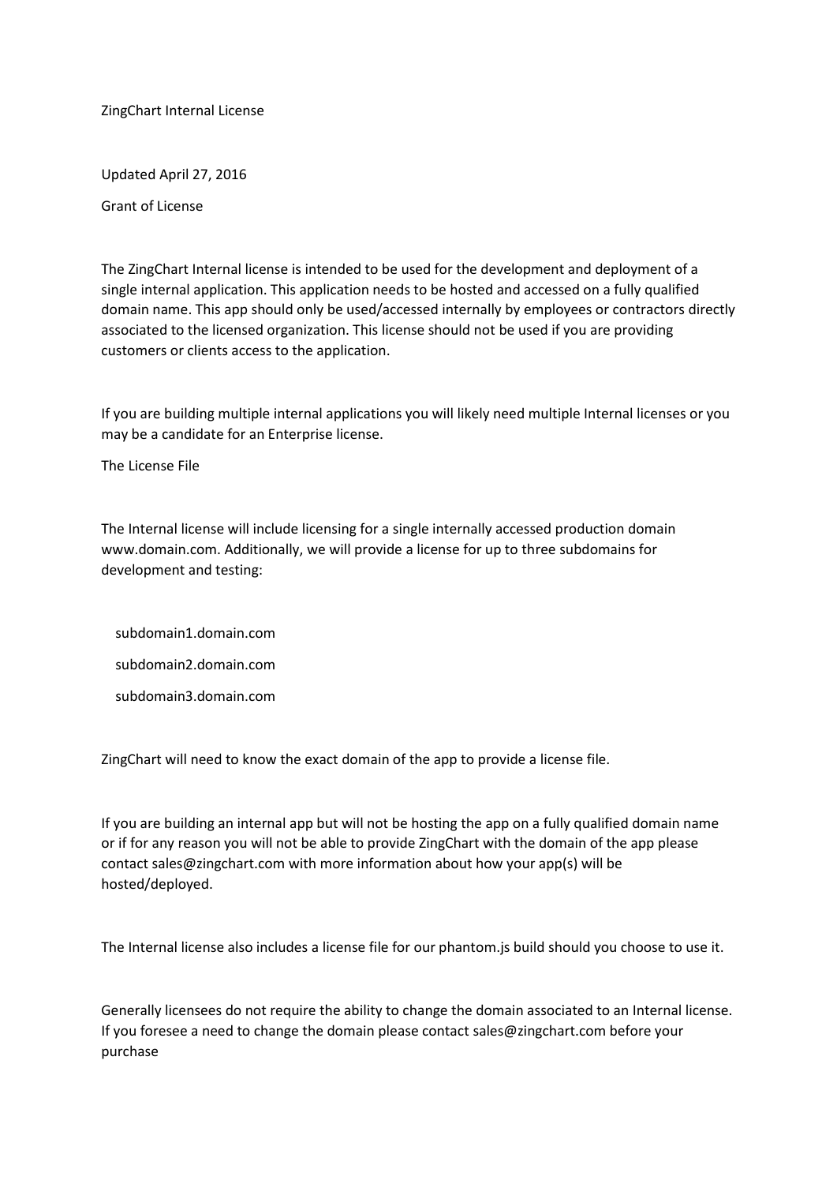# ZingChart Internal License

Updated April 27, 2016

## Grant of License

The ZingChart Internal license is intended to be used for the development and deployment of a single internal application. This application needs to be hosted and accessed on a fully qualified domain name. This app should only be used/accessed internally by employees or contractors directly associated to the licensed organization. This license should not be used if you are providing customers or clients access to the application.

If you are building multiple internal applications you will likely need multiple Internal licenses or you may be a candidate for an Enterprise license.

## The License File

The Internal license will include licensing for a single internally accessed production domain www.domain.com. Additionally, we will provide a license for up to three subdomains for development and testing:

- subdomain1.domain.com
- subdomain2.domain.com
- subdomain3.domain.com

ZingChart will need to know the exact domain of the app to provide a license file.

If you are building an internal app but will not be hosting the app on a fully qualified domain name or if for any reason you will not be able to provide ZingChart with the domain of the app please contact sales@zingchart.com with more information about how your app(s) will be hosted/deployed.

The Internal license also includes a license file for our phantom.js build should you choose to use it.

Generally licensees do not require the ability to change the domain associated to an Internal license. If you foresee a need to change the domain please contact sales@zingchart.com before your purchase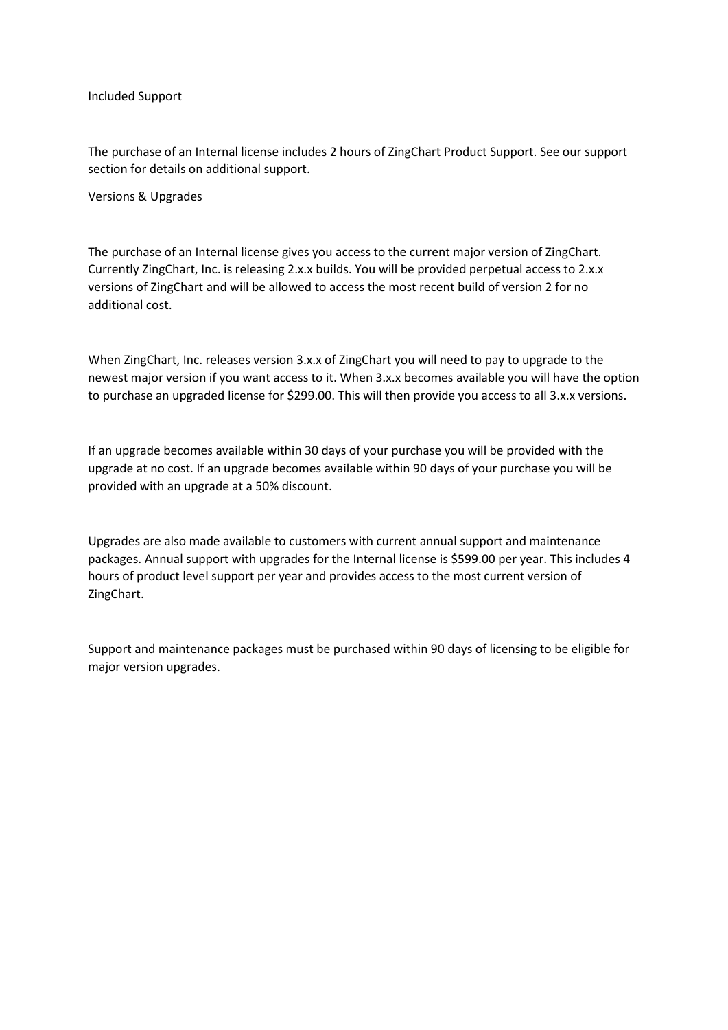## Included Support

The purchase of an Internal license includes 2 hours of ZingChart Product Support. See our support section for details on additional support.

## Versions & Upgrades

The purchase of an Internal license gives you access to the current major version of ZingChart. Currently ZingChart, Inc. is releasing 2.x.x builds. You will be provided perpetual access to 2.x.x versions of ZingChart and will be allowed to access the most recent build of version 2 for no additional cost.

When ZingChart, Inc. releases version 3.x.x of ZingChart you will need to pay to upgrade to the newest major version if you want access to it. When 3.x.x becomes available you will have the option to purchase an upgraded license for $299.00. This will then provide you access to all 3.x.x versions.

If an upgrade becomes available within 30 days of your purchase you will be provided with the upgrade at no cost. If an upgrade becomes available within 90 days of your purchase you will be provided with an upgrade at a 50% discount.

Upgrades are also made available to customers with current annual support and maintenance packages. Annual support with upgrades for the Internal license is $599.00 per year. This includes 4 hours of product level support per year and provides access to the most current version of ZingChart.

Support and maintenance packages must be purchased within 90 days of licensing to be eligible for major version upgrades.